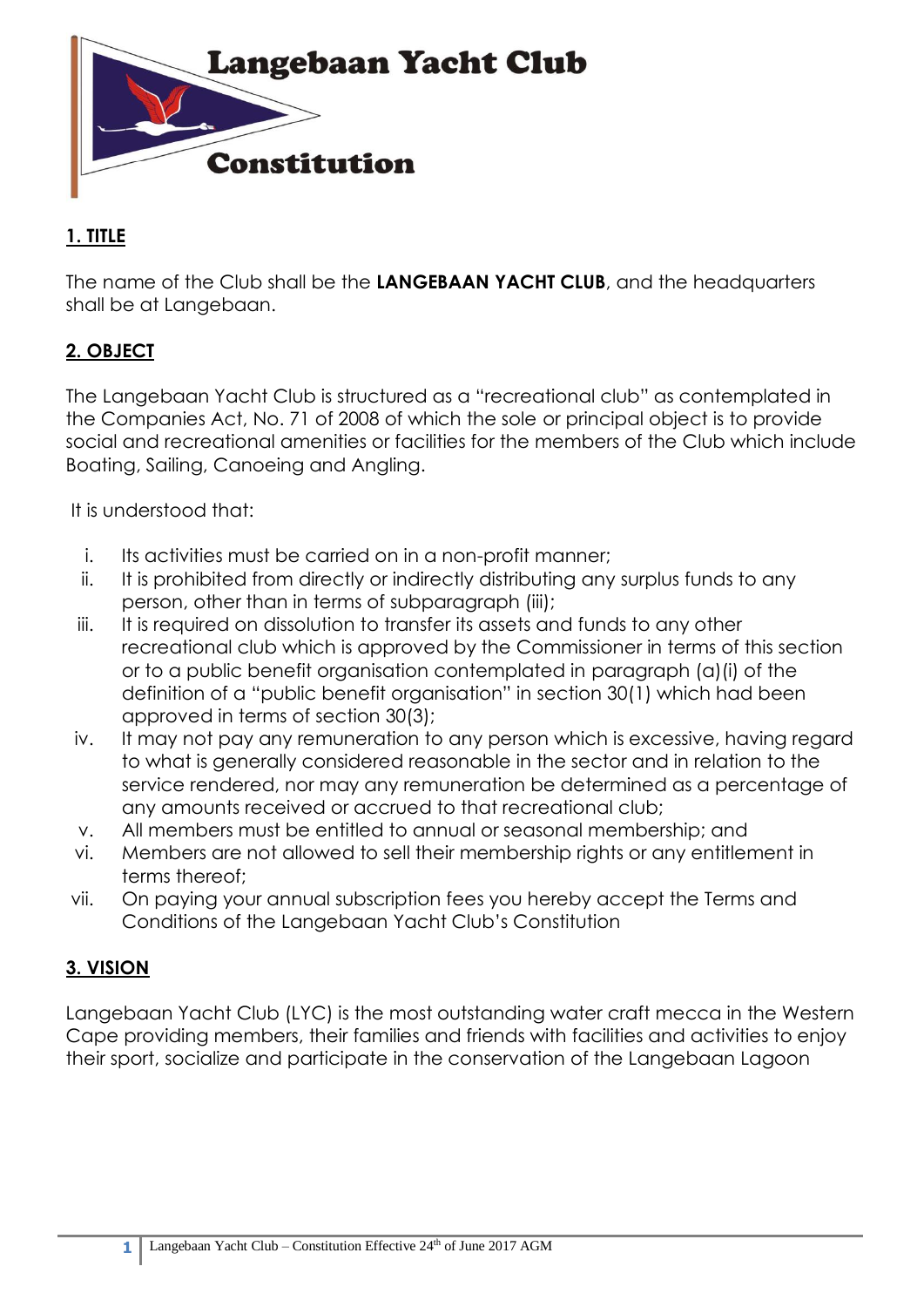# Langebaan Yacht Club

# Constitution

## 1. TITLE

The name of the Club shall be the **LANGEBAAN YACHT CLUB**, and the headquarters shall be at Langebaan.

## 2. OBJECT

The Langebaan Yacht Club is structured as a "recreational club" as contemplated in the Companies Act, No. 71 of 2008 of which the sole or principal object is to provide social and recreational amenities or facilities for the members of the Club which include Boating, Sailing, Canoeing and Angling.

It is understood that:

i. Its activities must be carried on in a non-profit manner;
ii. It is prohibited from directly or indirectly distributing any surplus funds to any person, other than in terms of subparagraph (iii);
iii. It is required on dissolution to transfer its assets and funds to any other recreational club which is approved by the Commissioner in terms of this section or to a public benefit organisation contemplated in paragraph (a)(i) of the definition of a "public benefit organisation" in section 30(1) which had been approved in terms of section 30(3);
iv. It may not pay any remuneration to any person which is excessive, having regard to what is generally considered reasonable in the sector and in relation to the service rendered, nor may any remuneration be determined as a percentage of any amounts received or accrued to that recreational club;
v. All members must be entitled to annual or seasonal membership; and
vi. Members are not allowed to sell their membership rights or any entitlement in terms thereof;
vii. On paying your annual subscription fees you hereby accept the Terms and Conditions of the Langebaan Yacht Club's Constitution

## 3. VISION

Langebaan Yacht Club (LYC) is the most outstanding water craft mecca in the Western Cape providing members, their families and friends with facilities and activities to enjoy their sport, socialize and participate in the conservation of the Langebaan Lagoon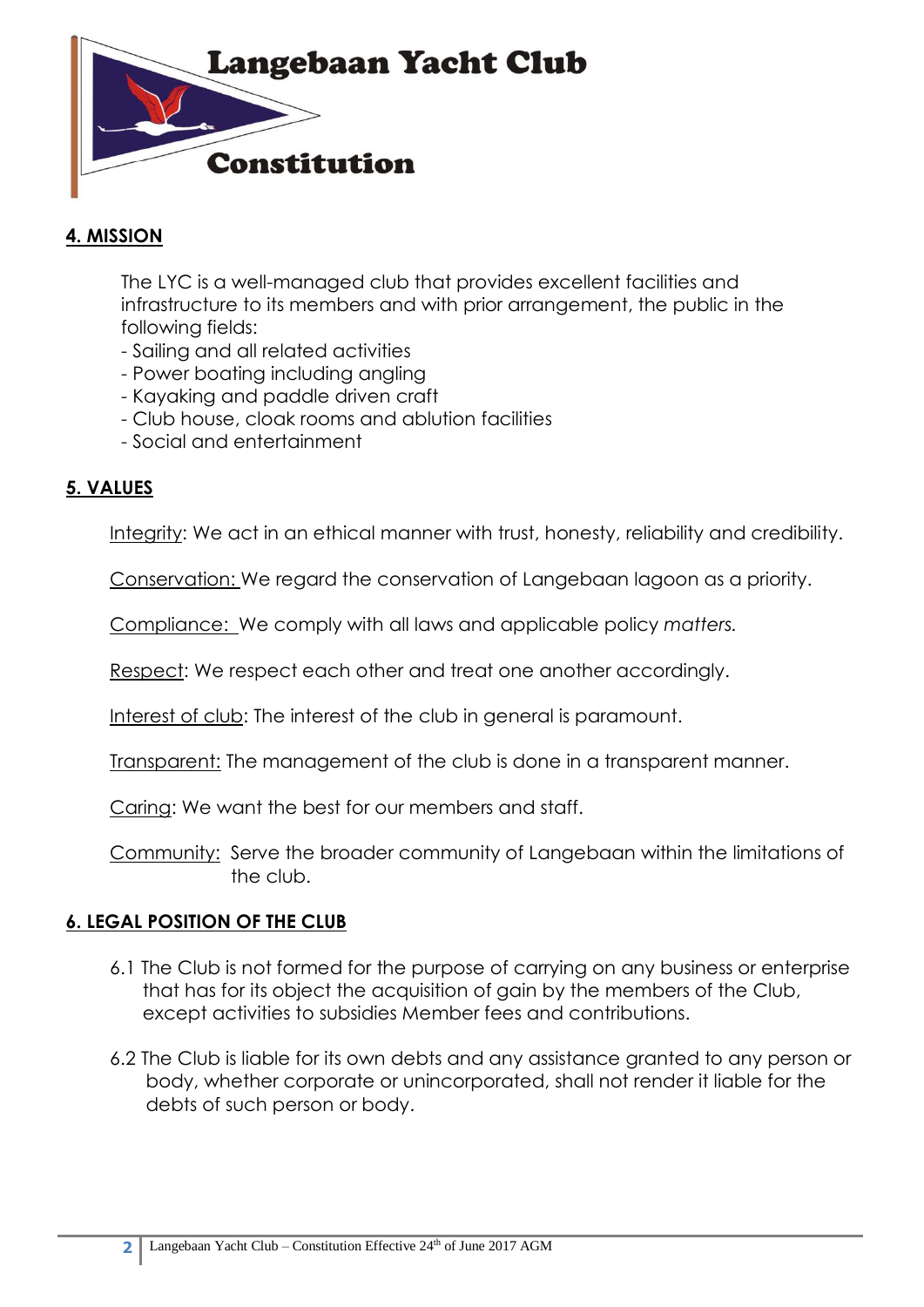# Langebaan Yacht Club

# Constitution

## 4. MISSION

The LYC is a well-managed club that provides excellent facilities and infrastructure to its members and with prior arrangement, the public in the following fields:

- Sailing and all related activities
- Power boating including angling
- Kayaking and paddle driven craft
- Club house, cloak rooms and ablution facilities
- Social and entertainment

## 5. VALUES

Integrity: We act in an ethical manner with trust, honesty, reliability and credibility.

Conservation: We regard the conservation of Langebaan lagoon as a priority.

Compliance: We comply with all laws and applicable policy *matters.*

Respect: We respect each other and treat one another accordingly.

Interest of club: The interest of the club in general is paramount.

Transparent: The management of the club is done in a transparent manner.

Caring: We want the best for our members and staff.

Community: Serve the broader community of Langebaan within the limitations of the club.

## 6. LEGAL POSITION OF THE CLUB

6.1 The Club is not formed for the purpose of carrying on any business or enterprise that has for its object the acquisition of gain by the members of the Club, except activities to subsidies Member fees and contributions.

6.2 The Club is liable for its own debts and any assistance granted to any person or body, whether corporate or unincorporated, shall not render it liable for the debts of such person or body.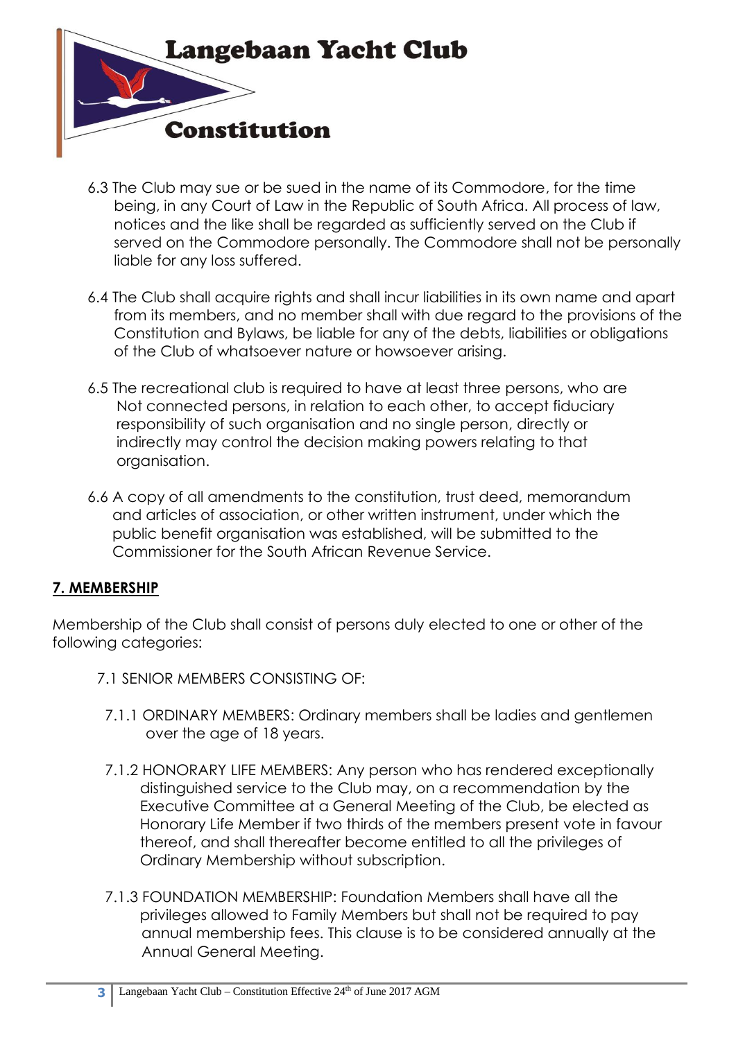6.3 The Club may sue or be sued in the name of its Commodore, for the time being, in any Court of Law in the Republic of South Africa. All process of law, notices and the like shall be regarded as sufficiently served on the Club if served on the Commodore personally. The Commodore shall not be personally liable for any loss suffered.

6.4 The Club shall acquire rights and shall incur liabilities in its own name and apart from its members, and no member shall with due regard to the provisions of the Constitution and Bylaws, be liable for any of the debts, liabilities or obligations of the Club of whatsoever nature or howsoever arising.

6.5 The recreational club is required to have at least three persons, who are Not connected persons, in relation to each other, to accept fiduciary responsibility of such organisation and no single person, directly or indirectly may control the decision making powers relating to that organisation.

6.6 A copy of all amendments to the constitution, trust deed, memorandum and articles of association, or other written instrument, under which the public benefit organisation was established, will be submitted to the Commissioner for the South African Revenue Service.

## 7. MEMBERSHIP

Membership of the Club shall consist of persons duly elected to one or other of the following categories:

7.1 SENIOR MEMBERS CONSISTING OF:

7.1.1 ORDINARY MEMBERS: Ordinary members shall be ladies and gentlemen over the age of 18 years.

7.1.2 HONORARY LIFE MEMBERS: Any person who has rendered exceptionally distinguished service to the Club may, on a recommendation by the Executive Committee at a General Meeting of the Club, be elected as Honorary Life Member if two thirds of the members present vote in favour thereof, and shall thereafter become entitled to all the privileges of Ordinary Membership without subscription.

7.1.3 FOUNDATION MEMBERSHIP: Foundation Members shall have all the privileges allowed to Family Members but shall not be required to pay annual membership fees. This clause is to be considered annually at the Annual General Meeting.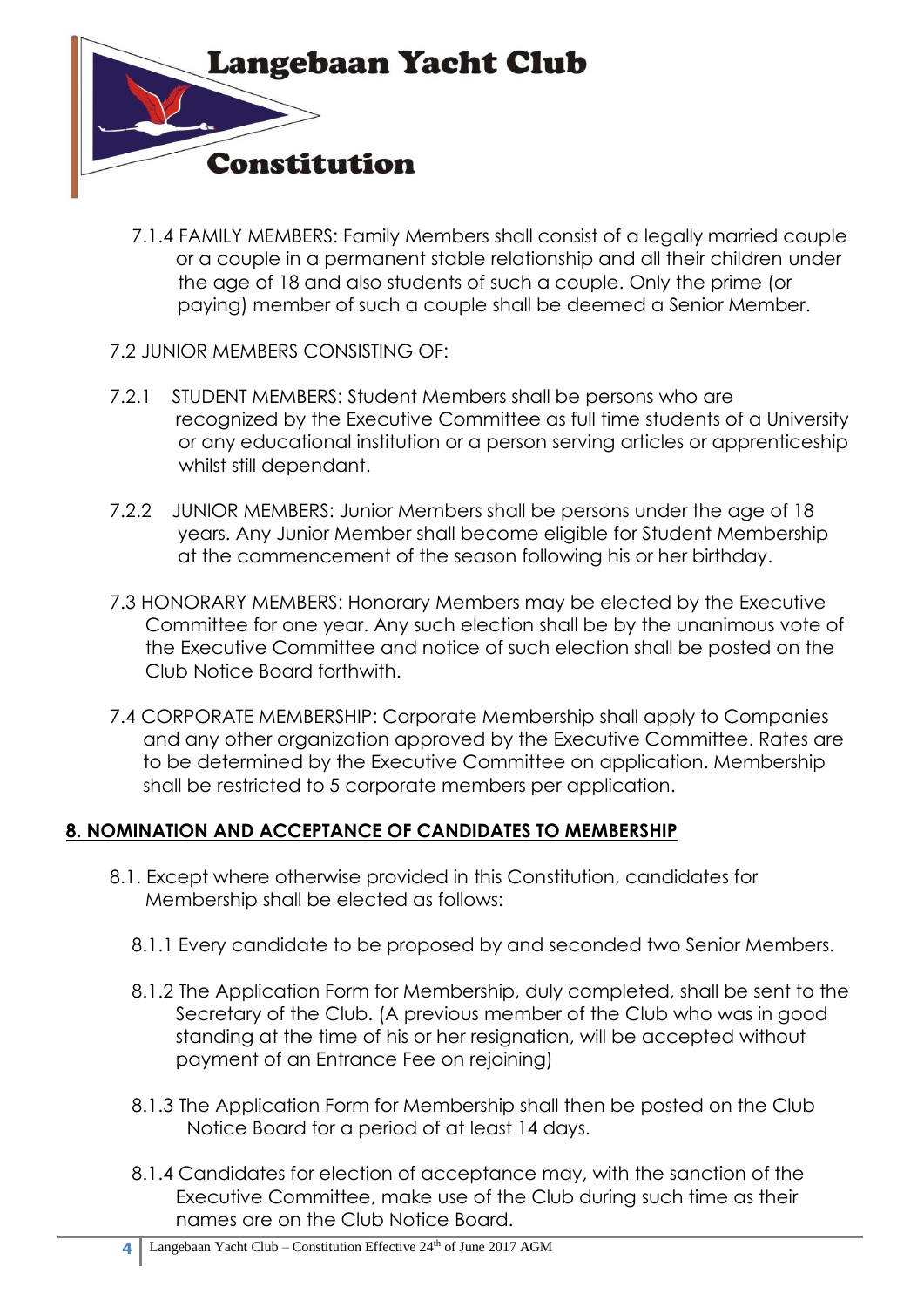7.1.4 FAMILY MEMBERS: Family Members shall consist of a legally married couple or a couple in a permanent stable relationship and all their children under the age of 18 and also students of such a couple. Only the prime (or paying) member of such a couple shall be deemed a Senior Member.

7.2 JUNIOR MEMBERS CONSISTING OF:

7.2.1 STUDENT MEMBERS: Student Members shall be persons who are recognized by the Executive Committee as full time students of a University or any educational institution or a person serving articles or apprenticeship whilst still dependant.

7.2.2 JUNIOR MEMBERS: Junior Members shall be persons under the age of 18 years. Any Junior Member shall become eligible for Student Membership at the commencement of the season following his or her birthday.

7.3 HONORARY MEMBERS: Honorary Members may be elected by the Executive Committee for one year. Any such election shall be by the unanimous vote of the Executive Committee and notice of such election shall be posted on the Club Notice Board forthwith.

7.4 CORPORATE MEMBERSHIP: Corporate Membership shall apply to Companies and any other organization approved by the Executive Committee. Rates are to be determined by the Executive Committee on application. Membership shall be restricted to 5 corporate members per application.

## 8. NOMINATION AND ACCEPTANCE OF CANDIDATES TO MEMBERSHIP

8.1. Except where otherwise provided in this Constitution, candidates for Membership shall be elected as follows:

8.1.1 Every candidate to be proposed by and seconded two Senior Members.

8.1.2 The Application Form for Membership, duly completed, shall be sent to the Secretary of the Club. (A previous member of the Club who was in good standing at the time of his or her resignation, will be accepted without payment of an Entrance Fee on rejoining)

8.1.3 The Application Form for Membership shall then be posted on the Club Notice Board for a period of at least 14 days.

8.1.4 Candidates for election of acceptance may, with the sanction of the Executive Committee, make use of the Club during such time as their names are on the Club Notice Board.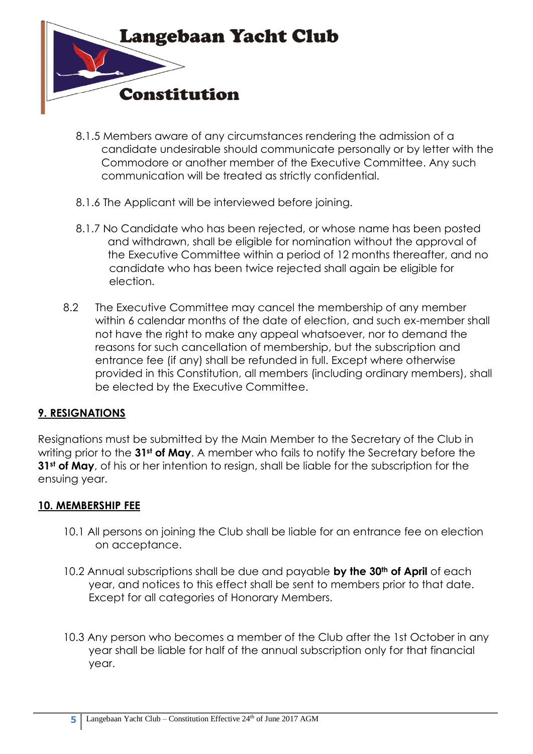8.1.5 Members aware of any circumstances rendering the admission of a candidate undesirable should communicate personally or by letter with the Commodore or another member of the Executive Committee. Any such communication will be treated as strictly confidential.

8.1.6 The Applicant will be interviewed before joining.

8.1.7 No Candidate who has been rejected, or whose name has been posted and withdrawn, shall be eligible for nomination without the approval of the Executive Committee within a period of 12 months thereafter, and no candidate who has been twice rejected shall again be eligible for election.

8.2 The Executive Committee may cancel the membership of any member within 6 calendar months of the date of election, and such ex-member shall not have the right to make any appeal whatsoever, nor to demand the reasons for such cancellation of membership, but the subscription and entrance fee (if any) shall be refunded in full. Except where otherwise provided in this Constitution, all members (including ordinary members), shall be elected by the Executive Committee.

## 9. RESIGNATIONS

Resignations must be submitted by the Main Member to the Secretary of the Club in writing prior to the **31st of May**. A member who fails to notify the Secretary before the **31st of May**, of his or her intention to resign, shall be liable for the subscription for the ensuing year.

## 10. MEMBERSHIP FEE

10.1 All persons on joining the Club shall be liable for an entrance fee on election on acceptance.

10.2 Annual subscriptions shall be due and payable **by the 30th of April** of each year, and notices to this effect shall be sent to members prior to that date. Except for all categories of Honorary Members.

10.3 Any person who becomes a member of the Club after the 1st October in any year shall be liable for half of the annual subscription only for that financial year.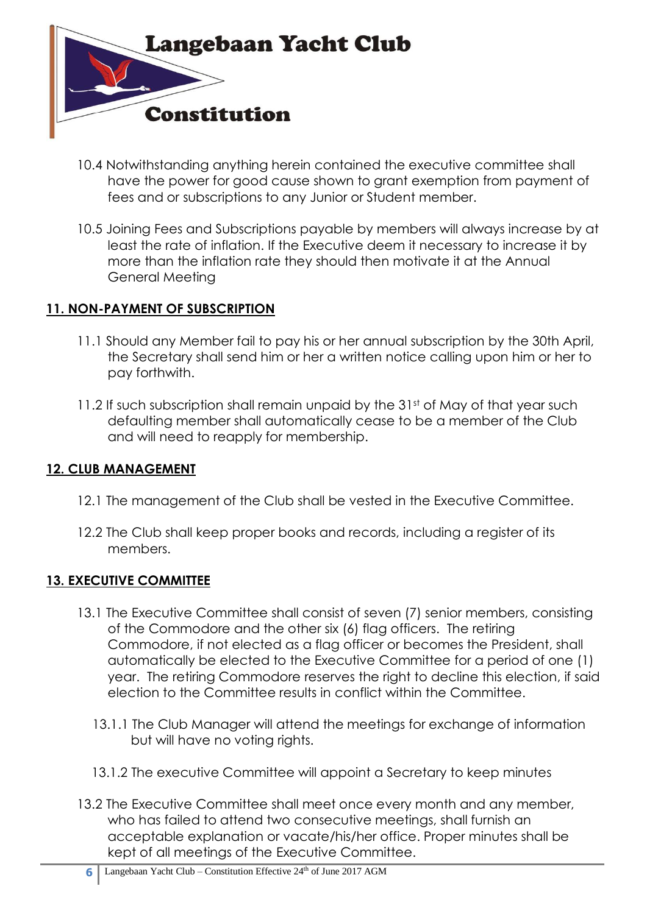10.4 Notwithstanding anything herein contained the executive committee shall have the power for good cause shown to grant exemption from payment of fees and or subscriptions to any Junior or Student member.

10.5 Joining Fees and Subscriptions payable by members will always increase by at least the rate of inflation. If the Executive deem it necessary to increase it by more than the inflation rate they should then motivate it at the Annual General Meeting

## 11. NON-PAYMENT OF SUBSCRIPTION

11.1 Should any Member fail to pay his or her annual subscription by the 30th April, the Secretary shall send him or her a written notice calling upon him or her to pay forthwith.

11.2 If such subscription shall remain unpaid by the 31st of May of that year such defaulting member shall automatically cease to be a member of the Club and will need to reapply for membership.

## 12. CLUB MANAGEMENT

12.1 The management of the Club shall be vested in the Executive Committee.

12.2 The Club shall keep proper books and records, including a register of its members.

## 13. EXECUTIVE COMMITTEE

13.1 The Executive Committee shall consist of seven (7) senior members, consisting of the Commodore and the other six (6) flag officers. The retiring Commodore, if not elected as a flag officer or becomes the President, shall automatically be elected to the Executive Committee for a period of one (1) year. The retiring Commodore reserves the right to decline this election, if said election to the Committee results in conflict within the Committee.

13.1.1 The Club Manager will attend the meetings for exchange of information but will have no voting rights.

13.1.2 The executive Committee will appoint a Secretary to keep minutes

13.2 The Executive Committee shall meet once every month and any member, who has failed to attend two consecutive meetings, shall furnish an acceptable explanation or vacate/his/her office. Proper minutes shall be kept of all meetings of the Executive Committee.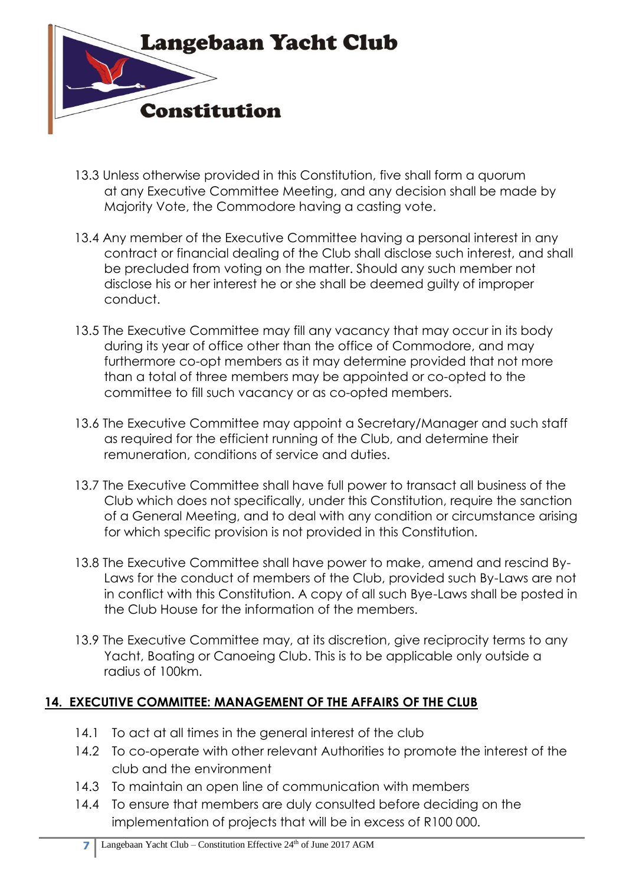13.3 Unless otherwise provided in this Constitution, five shall form a quorum at any Executive Committee Meeting, and any decision shall be made by Majority Vote, the Commodore having a casting vote.

13.4 Any member of the Executive Committee having a personal interest in any contract or financial dealing of the Club shall disclose such interest, and shall be precluded from voting on the matter. Should any such member not disclose his or her interest he or she shall be deemed guilty of improper conduct.

13.5 The Executive Committee may fill any vacancy that may occur in its body during its year of office other than the office of Commodore, and may furthermore co-opt members as it may determine provided that not more than a total of three members may be appointed or co-opted to the committee to fill such vacancy or as co-opted members.

13.6 The Executive Committee may appoint a Secretary/Manager and such staff as required for the efficient running of the Club, and determine their remuneration, conditions of service and duties.

13.7 The Executive Committee shall have full power to transact all business of the Club which does not specifically, under this Constitution, require the sanction of a General Meeting, and to deal with any condition or circumstance arising for which specific provision is not provided in this Constitution.

13.8 The Executive Committee shall have power to make, amend and rescind By-Laws for the conduct of members of the Club, provided such By-Laws are not in conflict with this Constitution. A copy of all such Bye-Laws shall be posted in the Club House for the information of the members.

13.9 The Executive Committee may, at its discretion, give reciprocity terms to any Yacht, Boating or Canoeing Club. This is to be applicable only outside a radius of 100km.

## 14. EXECUTIVE COMMITTEE: MANAGEMENT OF THE AFFAIRS OF THE CLUB

14.1 To act at all times in the general interest of the club

14.2 To co-operate with other relevant Authorities to promote the interest of the club and the environment

14.3 To maintain an open line of communication with members

14.4 To ensure that members are duly consulted before deciding on the implementation of projects that will be in excess of R100 000.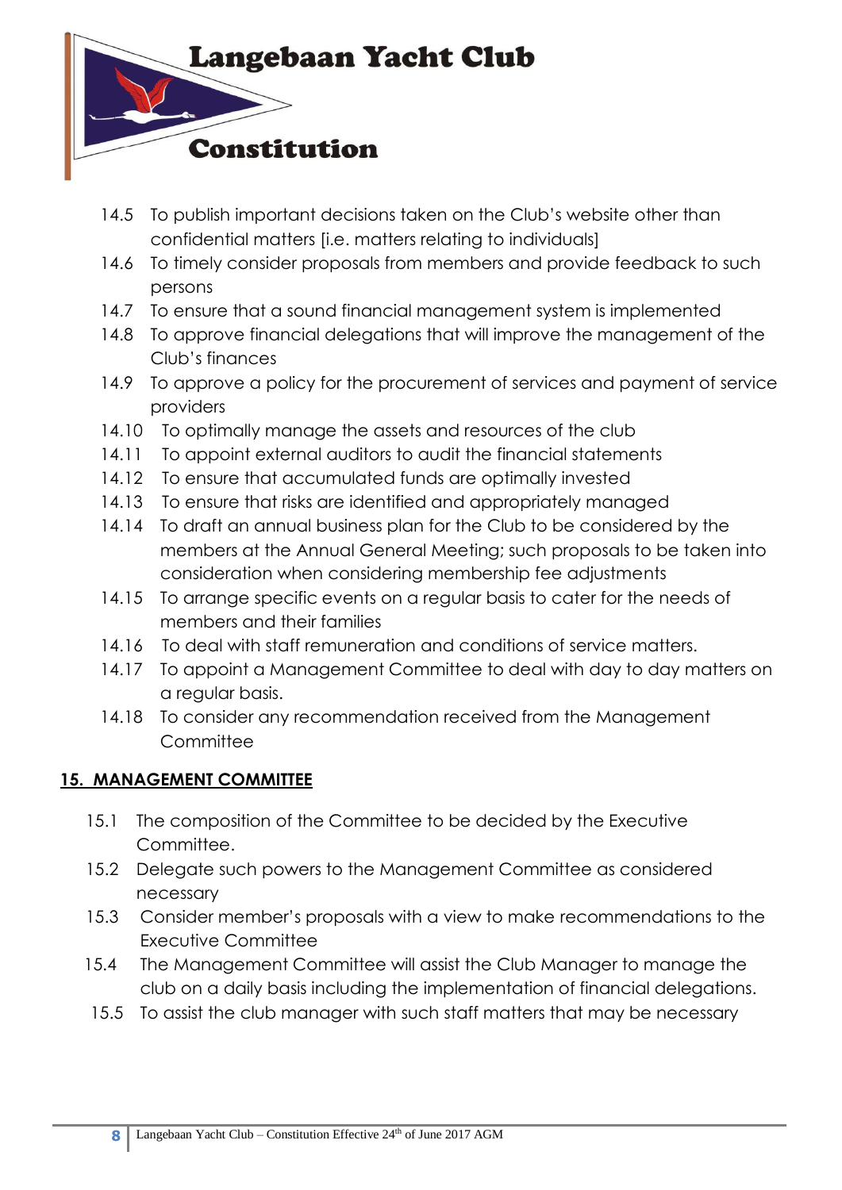14.5 To publish important decisions taken on the Club's website other than confidential matters [i.e. matters relating to individuals]

14.6 To timely consider proposals from members and provide feedback to such persons

14.7 To ensure that a sound financial management system is implemented

14.8 To approve financial delegations that will improve the management of the Club's finances

14.9 To approve a policy for the procurement of services and payment of service providers

14.10 To optimally manage the assets and resources of the club

14.11 To appoint external auditors to audit the financial statements

14.12 To ensure that accumulated funds are optimally invested

14.13 To ensure that risks are identified and appropriately managed

14.14 To draft an annual business plan for the Club to be considered by the members at the Annual General Meeting; such proposals to be taken into consideration when considering membership fee adjustments

14.15 To arrange specific events on a regular basis to cater for the needs of members and their families

14.16 To deal with staff remuneration and conditions of service matters.

14.17 To appoint a Management Committee to deal with day to day matters on a regular basis.

14.18 To consider any recommendation received from the Management Committee

## 15. MANAGEMENT COMMITTEE

15.1 The composition of the Committee to be decided by the Executive Committee.

15.2 Delegate such powers to the Management Committee as considered necessary

15.3 Consider member's proposals with a view to make recommendations to the Executive Committee

15.4 The Management Committee will assist the Club Manager to manage the club on a daily basis including the implementation of financial delegations.

15.5 To assist the club manager with such staff matters that may be necessary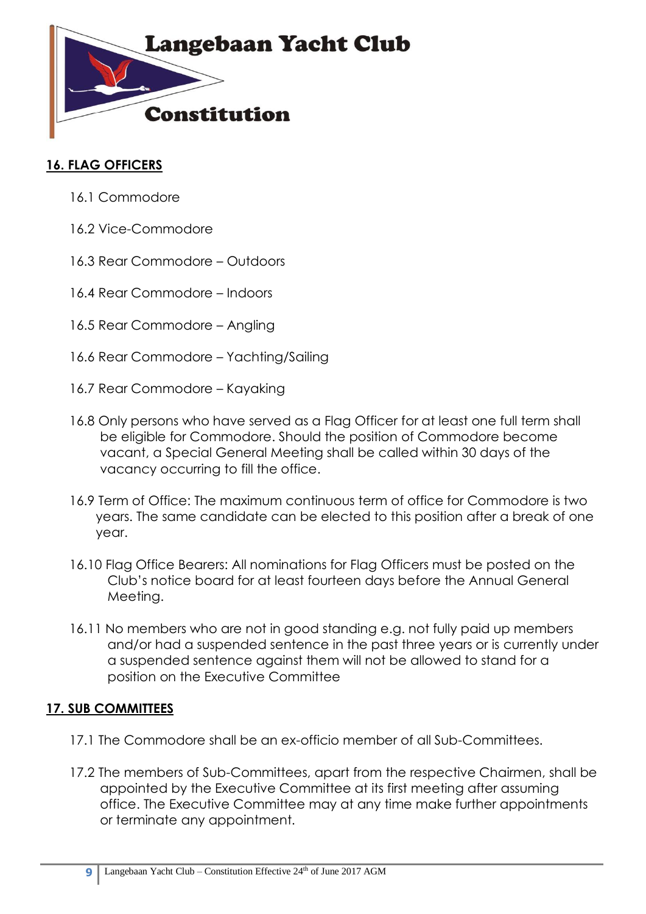## 16. FLAG OFFICERS

16.1 Commodore

16.2 Vice-Commodore

16.3 Rear Commodore – Outdoors

16.4 Rear Commodore – Indoors

16.5 Rear Commodore – Angling

16.6 Rear Commodore – Yachting/Sailing

16.7 Rear Commodore – Kayaking

16.8 Only persons who have served as a Flag Officer for at least one full term shall be eligible for Commodore. Should the position of Commodore become vacant, a Special General Meeting shall be called within 30 days of the vacancy occurring to fill the office.

16.9 Term of Office: The maximum continuous term of office for Commodore is two years. The same candidate can be elected to this position after a break of one year.

16.10 Flag Office Bearers: All nominations for Flag Officers must be posted on the Club's notice board for at least fourteen days before the Annual General Meeting.

16.11 No members who are not in good standing e.g. not fully paid up members and/or had a suspended sentence in the past three years or is currently under a suspended sentence against them will not be allowed to stand for a position on the Executive Committee

## 17. SUB COMMITTEES

17.1 The Commodore shall be an ex-officio member of all Sub-Committees.

17.2 The members of Sub-Committees, apart from the respective Chairmen, shall be appointed by the Executive Committee at its first meeting after assuming office. The Executive Committee may at any time make further appointments or terminate any appointment.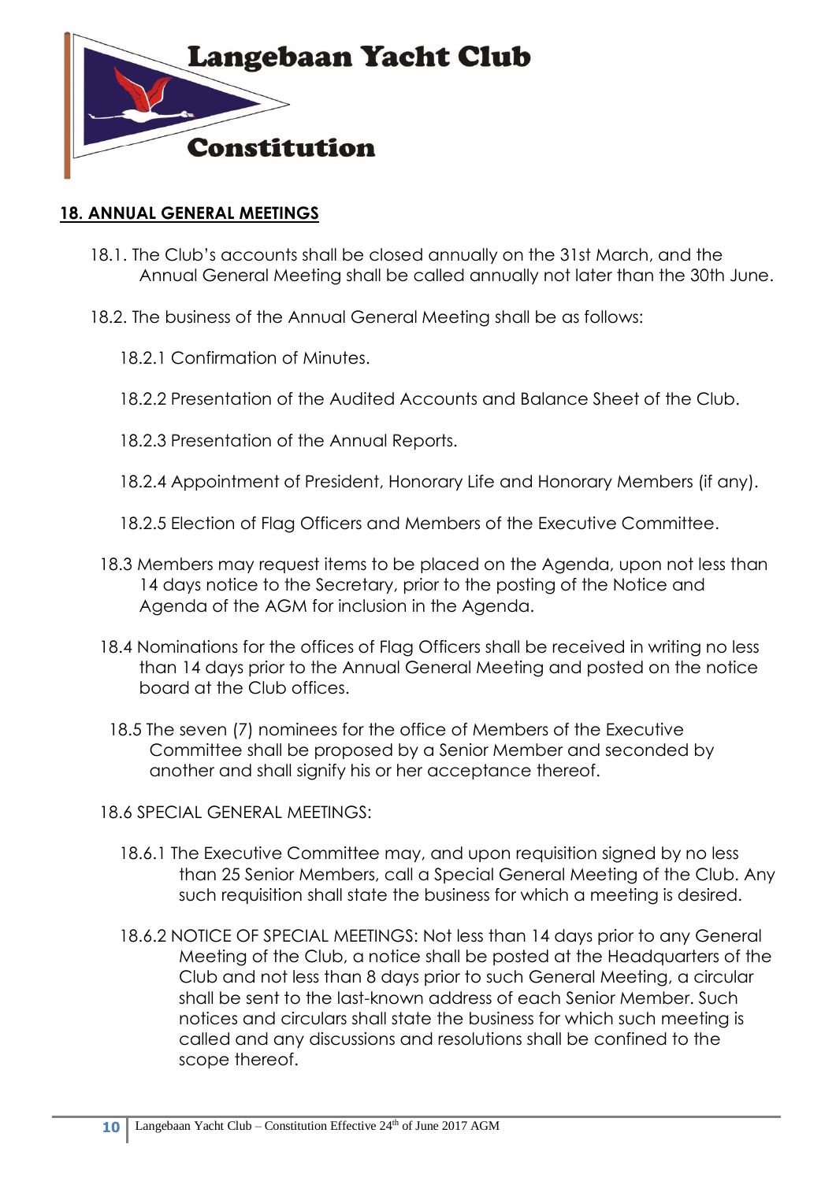## 18. ANNUAL GENERAL MEETINGS

18.1. The Club's accounts shall be closed annually on the 31st March, and the Annual General Meeting shall be called annually not later than the 30th June.

18.2. The business of the Annual General Meeting shall be as follows:

18.2.1 Confirmation of Minutes.

18.2.2 Presentation of the Audited Accounts and Balance Sheet of the Club.

18.2.3 Presentation of the Annual Reports.

18.2.4 Appointment of President, Honorary Life and Honorary Members (if any).

18.2.5 Election of Flag Officers and Members of the Executive Committee.

18.3 Members may request items to be placed on the Agenda, upon not less than 14 days notice to the Secretary, prior to the posting of the Notice and Agenda of the AGM for inclusion in the Agenda.

18.4 Nominations for the offices of Flag Officers shall be received in writing no less than 14 days prior to the Annual General Meeting and posted on the notice board at the Club offices.

18.5 The seven (7) nominees for the office of Members of the Executive Committee shall be proposed by a Senior Member and seconded by another and shall signify his or her acceptance thereof.

18.6 SPECIAL GENERAL MEETINGS:

18.6.1 The Executive Committee may, and upon requisition signed by no less than 25 Senior Members, call a Special General Meeting of the Club. Any such requisition shall state the business for which a meeting is desired.

18.6.2 NOTICE OF SPECIAL MEETINGS: Not less than 14 days prior to any General Meeting of the Club, a notice shall be posted at the Headquarters of the Club and not less than 8 days prior to such General Meeting, a circular shall be sent to the last-known address of each Senior Member. Such notices and circulars shall state the business for which such meeting is called and any discussions and resolutions shall be confined to the scope thereof.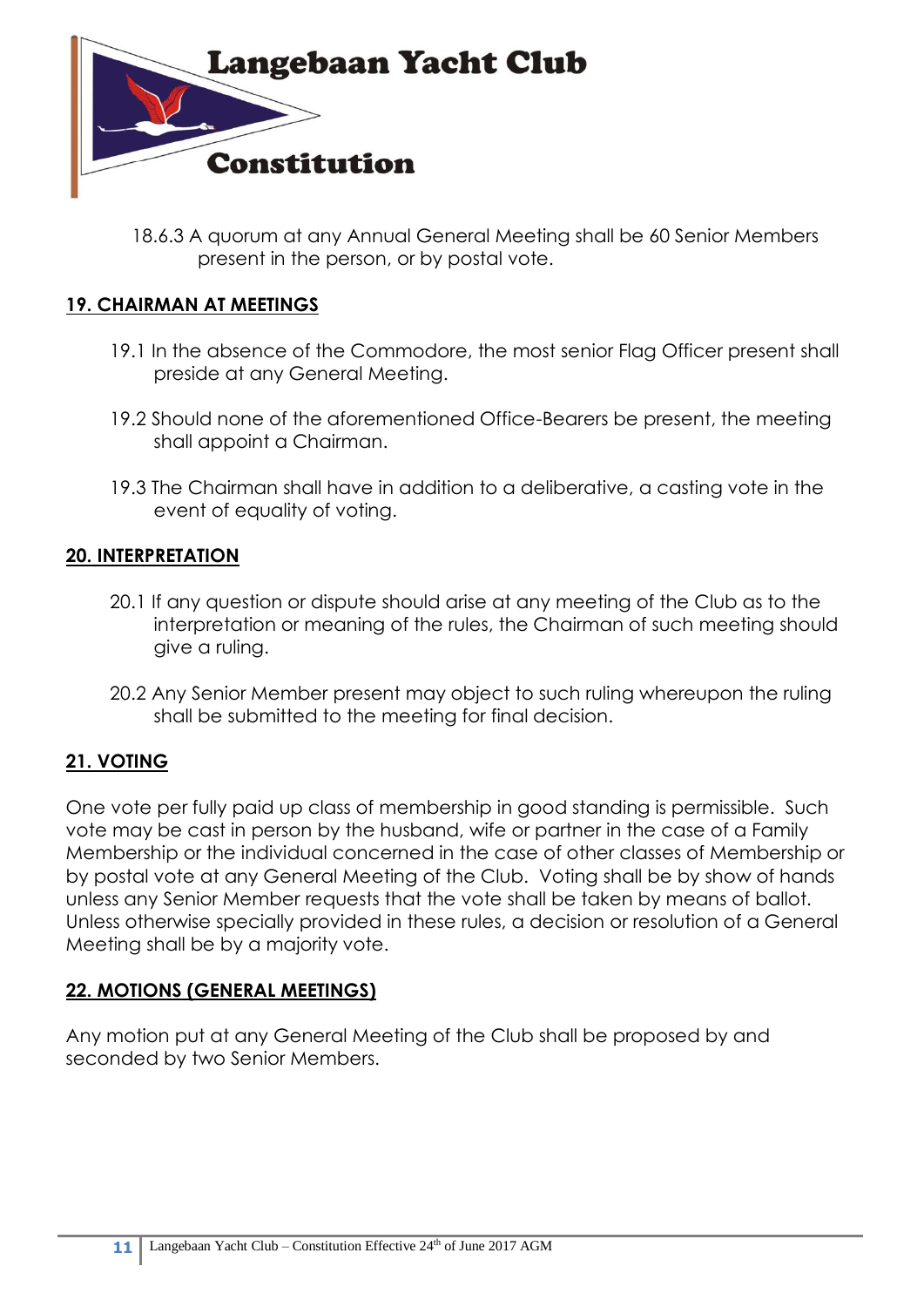18.6.3 A quorum at any Annual General Meeting shall be 60 Senior Members present in the person, or by postal vote.

## 19. CHAIRMAN AT MEETINGS

19.1 In the absence of the Commodore, the most senior Flag Officer present shall preside at any General Meeting.

19.2 Should none of the aforementioned Office-Bearers be present, the meeting shall appoint a Chairman.

19.3 The Chairman shall have in addition to a deliberative, a casting vote in the event of equality of voting.

## 20. INTERPRETATION

20.1 If any question or dispute should arise at any meeting of the Club as to the interpretation or meaning of the rules, the Chairman of such meeting should give a ruling.

20.2 Any Senior Member present may object to such ruling whereupon the ruling shall be submitted to the meeting for final decision.

## 21. VOTING

One vote per fully paid up class of membership in good standing is permissible. Such vote may be cast in person by the husband, wife or partner in the case of a Family Membership or the individual concerned in the case of other classes of Membership or by postal vote at any General Meeting of the Club. Voting shall be by show of hands unless any Senior Member requests that the vote shall be taken by means of ballot. Unless otherwise specially provided in these rules, a decision or resolution of a General Meeting shall be by a majority vote.

## 22. MOTIONS (GENERAL MEETINGS)

Any motion put at any General Meeting of the Club shall be proposed by and seconded by two Senior Members.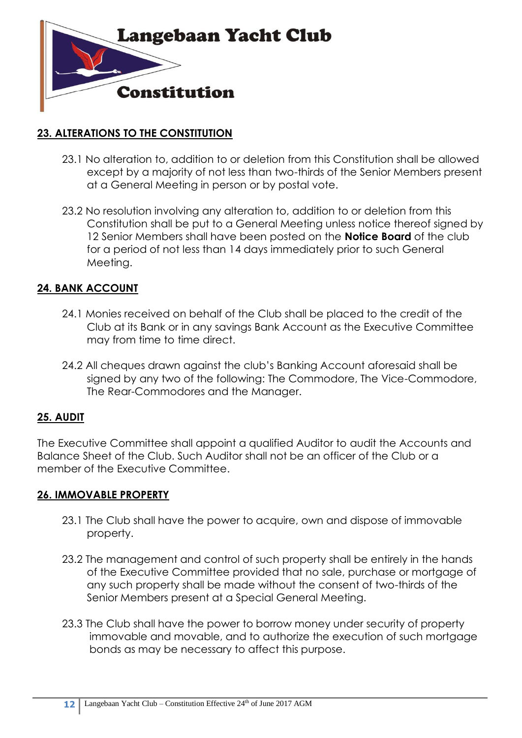## 23. ALTERATIONS TO THE CONSTITUTION

23.1 No alteration to, addition to or deletion from this Constitution shall be allowed except by a majority of not less than two-thirds of the Senior Members present at a General Meeting in person or by postal vote.

23.2 No resolution involving any alteration to, addition to or deletion from this Constitution shall be put to a General Meeting unless notice thereof signed by 12 Senior Members shall have been posted on the **Notice Board** of the club for a period of not less than 14 days immediately prior to such General Meeting.

## 24. BANK ACCOUNT

24.1 Monies received on behalf of the Club shall be placed to the credit of the Club at its Bank or in any savings Bank Account as the Executive Committee may from time to time direct.

24.2 All cheques drawn against the club's Banking Account aforesaid shall be signed by any two of the following: The Commodore, The Vice-Commodore, The Rear-Commodores and the Manager.

## 25. AUDIT

The Executive Committee shall appoint a qualified Auditor to audit the Accounts and Balance Sheet of the Club. Such Auditor shall not be an officer of the Club or a member of the Executive Committee.

## 26. IMMOVABLE PROPERTY

23.1 The Club shall have the power to acquire, own and dispose of immovable property.

23.2 The management and control of such property shall be entirely in the hands of the Executive Committee provided that no sale, purchase or mortgage of any such property shall be made without the consent of two-thirds of the Senior Members present at a Special General Meeting.

23.3 The Club shall have the power to borrow money under security of property immovable and movable, and to authorize the execution of such mortgage bonds as may be necessary to affect this purpose.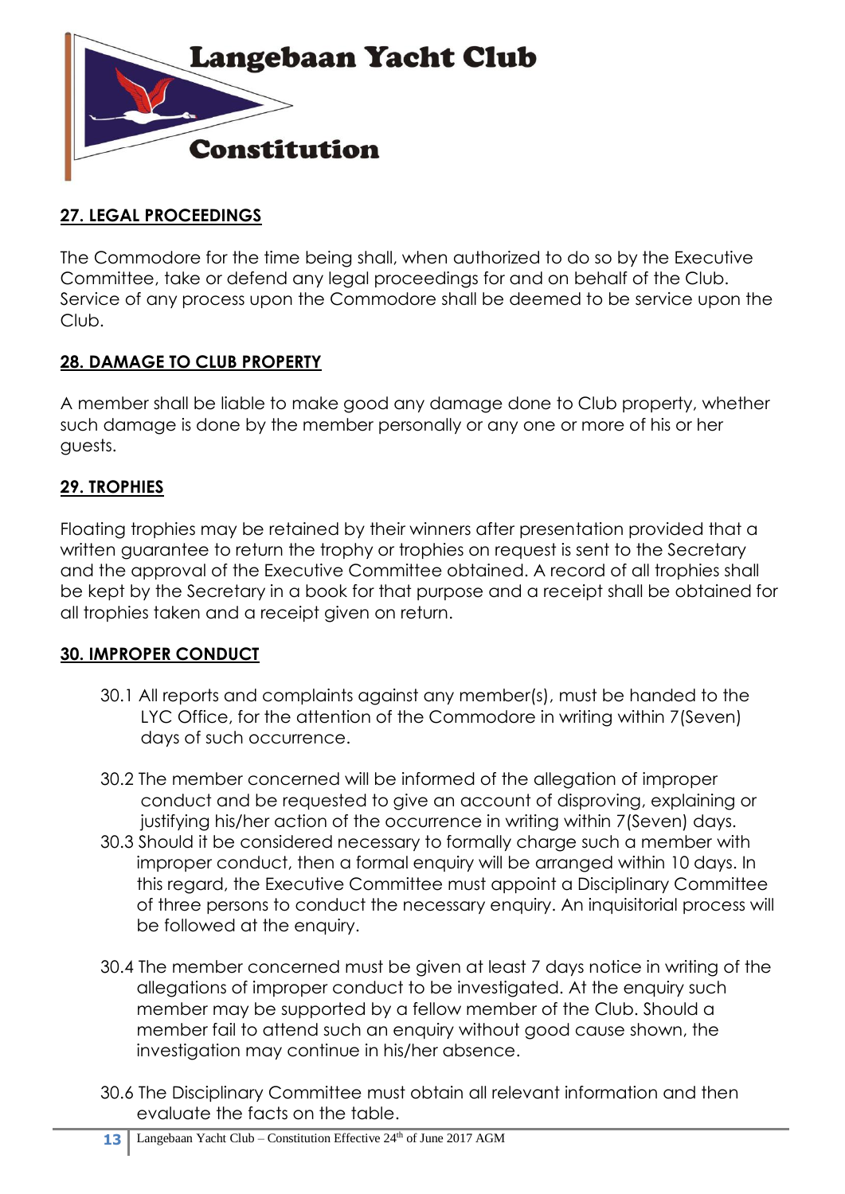## 27. LEGAL PROCEEDINGS

The Commodore for the time being shall, when authorized to do so by the Executive Committee, take or defend any legal proceedings for and on behalf of the Club. Service of any process upon the Commodore shall be deemed to be service upon the Club.

## 28. DAMAGE TO CLUB PROPERTY

A member shall be liable to make good any damage done to Club property, whether such damage is done by the member personally or any one or more of his or her guests.

## 29. TROPHIES

Floating trophies may be retained by their winners after presentation provided that a written guarantee to return the trophy or trophies on request is sent to the Secretary and the approval of the Executive Committee obtained. A record of all trophies shall be kept by the Secretary in a book for that purpose and a receipt shall be obtained for all trophies taken and a receipt given on return.

## 30. IMPROPER CONDUCT

30.1 All reports and complaints against any member(s), must be handed to the LYC Office, for the attention of the Commodore in writing within 7(Seven) days of such occurrence.

30.2 The member concerned will be informed of the allegation of improper conduct and be requested to give an account of disproving, explaining or justifying his/her action of the occurrence in writing within 7(Seven) days.

30.3 Should it be considered necessary to formally charge such a member with improper conduct, then a formal enquiry will be arranged within 10 days. In this regard, the Executive Committee must appoint a Disciplinary Committee of three persons to conduct the necessary enquiry. An inquisitorial process will be followed at the enquiry.

30.4 The member concerned must be given at least 7 days notice in writing of the allegations of improper conduct to be investigated. At the enquiry such member may be supported by a fellow member of the Club. Should a member fail to attend such an enquiry without good cause shown, the investigation may continue in his/her absence.

30.6 The Disciplinary Committee must obtain all relevant information and then evaluate the facts on the table.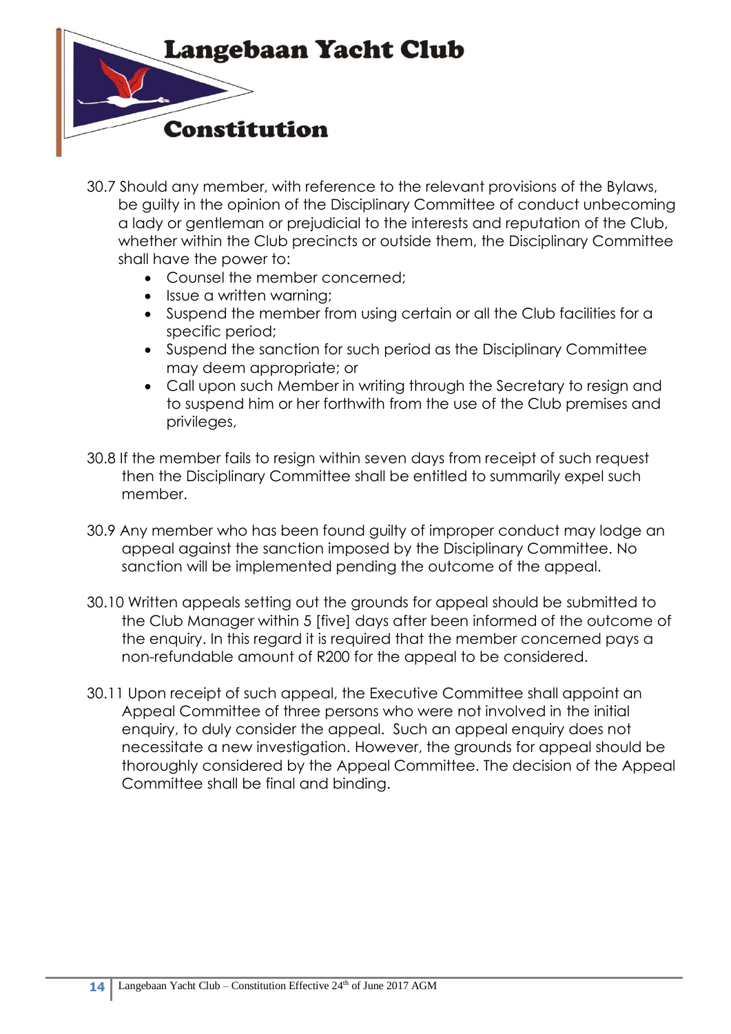30.7 Should any member, with reference to the relevant provisions of the Bylaws, be guilty in the opinion of the Disciplinary Committee of conduct unbecoming a lady or gentleman or prejudicial to the interests and reputation of the Club, whether within the Club precincts or outside them, the Disciplinary Committee shall have the power to:

- Counsel the member concerned;
- Issue a written warning;
- Suspend the member from using certain or all the Club facilities for a specific period;
- Suspend the sanction for such period as the Disciplinary Committee may deem appropriate; or
- Call upon such Member in writing through the Secretary to resign and to suspend him or her forthwith from the use of the Club premises and privileges,

30.8 If the member fails to resign within seven days from receipt of such request then the Disciplinary Committee shall be entitled to summarily expel such member.

30.9 Any member who has been found guilty of improper conduct may lodge an appeal against the sanction imposed by the Disciplinary Committee. No sanction will be implemented pending the outcome of the appeal.

30.10 Written appeals setting out the grounds for appeal should be submitted to the Club Manager within 5 [five] days after been informed of the outcome of the enquiry. In this regard it is required that the member concerned pays a non-refundable amount of R200 for the appeal to be considered.

30.11 Upon receipt of such appeal, the Executive Committee shall appoint an Appeal Committee of three persons who were not involved in the initial enquiry, to duly consider the appeal. Such an appeal enquiry does not necessitate a new investigation. However, the grounds for appeal should be thoroughly considered by the Appeal Committee. The decision of the Appeal Committee shall be final and binding.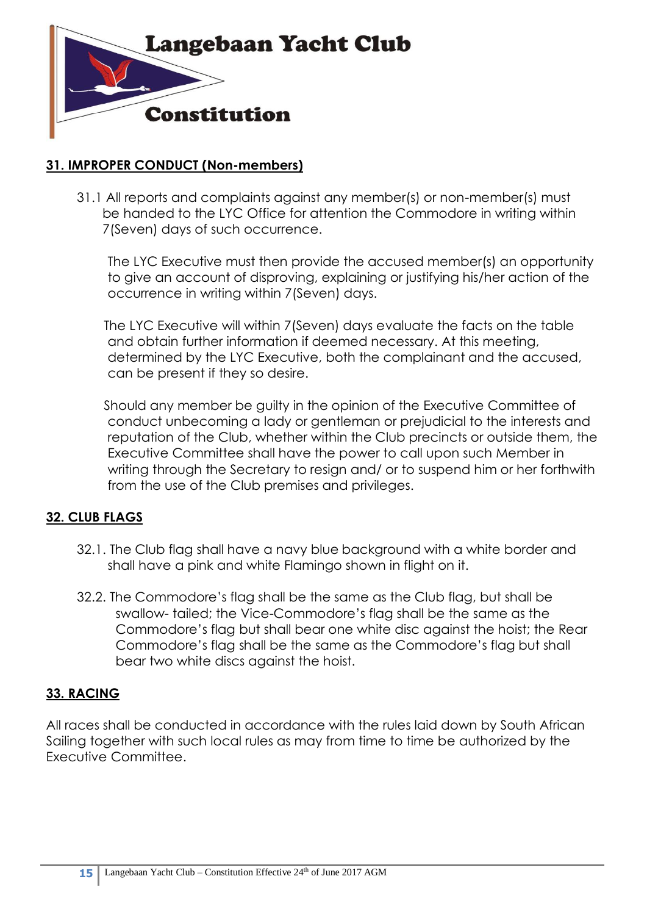## 31. IMPROPER CONDUCT (Non-members)

31.1 All reports and complaints against any member(s) or non-member(s) must be handed to the LYC Office for attention the Commodore in writing within 7(Seven) days of such occurrence.

The LYC Executive must then provide the accused member(s) an opportunity to give an account of disproving, explaining or justifying his/her action of the occurrence in writing within 7(Seven) days.

The LYC Executive will within 7(Seven) days evaluate the facts on the table and obtain further information if deemed necessary. At this meeting, determined by the LYC Executive, both the complainant and the accused, can be present if they so desire.

Should any member be guilty in the opinion of the Executive Committee of conduct unbecoming a lady or gentleman or prejudicial to the interests and reputation of the Club, whether within the Club precincts or outside them, the Executive Committee shall have the power to call upon such Member in writing through the Secretary to resign and/ or to suspend him or her forthwith from the use of the Club premises and privileges.

## 32. CLUB FLAGS

32.1. The Club flag shall have a navy blue background with a white border and shall have a pink and white Flamingo shown in flight on it.

32.2. The Commodore's flag shall be the same as the Club flag, but shall be swallow- tailed; the Vice-Commodore's flag shall be the same as the Commodore's flag but shall bear one white disc against the hoist; the Rear Commodore's flag shall be the same as the Commodore's flag but shall bear two white discs against the hoist.

## 33. RACING

All races shall be conducted in accordance with the rules laid down by South African Sailing together with such local rules as may from time to time be authorized by the Executive Committee.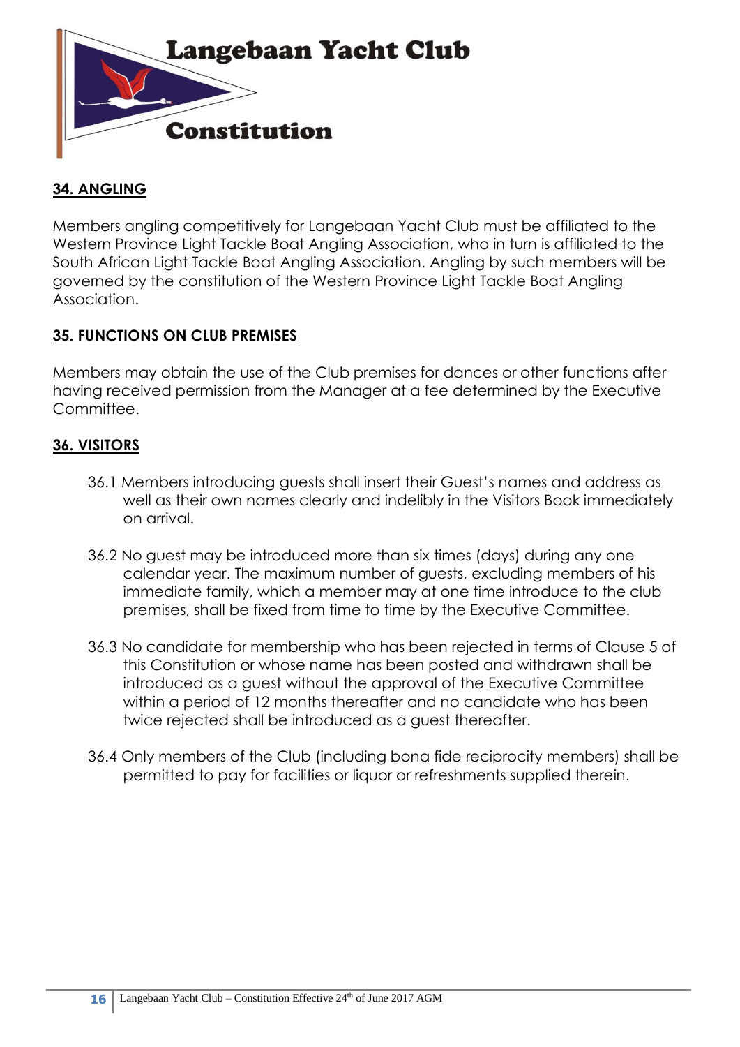## 34. ANGLING

Members angling competitively for Langebaan Yacht Club must be affiliated to the Western Province Light Tackle Boat Angling Association, who in turn is affiliated to the South African Light Tackle Boat Angling Association. Angling by such members will be governed by the constitution of the Western Province Light Tackle Boat Angling Association.

## 35. FUNCTIONS ON CLUB PREMISES

Members may obtain the use of the Club premises for dances or other functions after having received permission from the Manager at a fee determined by the Executive Committee.

## 36. VISITORS

36.1 Members introducing guests shall insert their Guest's names and address as well as their own names clearly and indelibly in the Visitors Book immediately on arrival.

36.2 No guest may be introduced more than six times (days) during any one calendar year. The maximum number of guests, excluding members of his immediate family, which a member may at one time introduce to the club premises, shall be fixed from time to time by the Executive Committee.

36.3 No candidate for membership who has been rejected in terms of Clause 5 of this Constitution or whose name has been posted and withdrawn shall be introduced as a guest without the approval of the Executive Committee within a period of 12 months thereafter and no candidate who has been twice rejected shall be introduced as a guest thereafter.

36.4 Only members of the Club (including bona fide reciprocity members) shall be permitted to pay for facilities or liquor or refreshments supplied therein.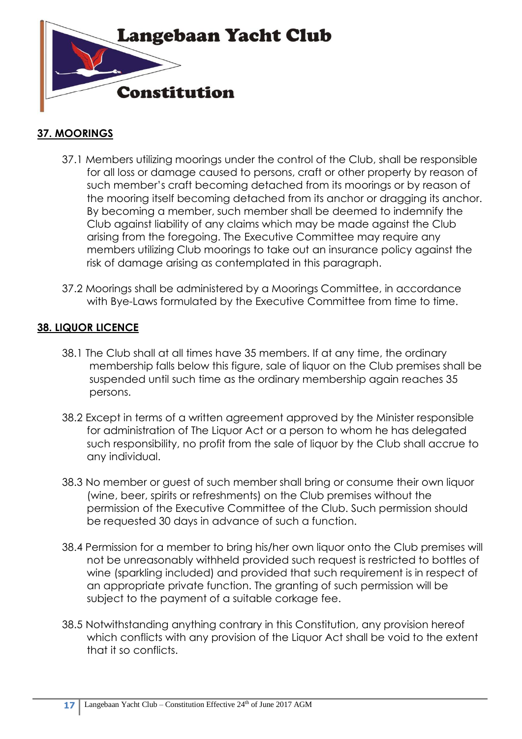## 37. MOORINGS

37.1 Members utilizing moorings under the control of the Club, shall be responsible for all loss or damage caused to persons, craft or other property by reason of such member's craft becoming detached from its moorings or by reason of the mooring itself becoming detached from its anchor or dragging its anchor. By becoming a member, such member shall be deemed to indemnify the Club against liability of any claims which may be made against the Club arising from the foregoing. The Executive Committee may require any members utilizing Club moorings to take out an insurance policy against the risk of damage arising as contemplated in this paragraph.

37.2 Moorings shall be administered by a Moorings Committee, in accordance with Bye-Laws formulated by the Executive Committee from time to time.

## 38. LIQUOR LICENCE

38.1 The Club shall at all times have 35 members. If at any time, the ordinary membership falls below this figure, sale of liquor on the Club premises shall be suspended until such time as the ordinary membership again reaches 35 persons.

38.2 Except in terms of a written agreement approved by the Minister responsible for administration of The Liquor Act or a person to whom he has delegated such responsibility, no profit from the sale of liquor by the Club shall accrue to any individual.

38.3 No member or guest of such member shall bring or consume their own liquor (wine, beer, spirits or refreshments) on the Club premises without the permission of the Executive Committee of the Club. Such permission should be requested 30 days in advance of such a function.

38.4 Permission for a member to bring his/her own liquor onto the Club premises will not be unreasonably withheld provided such request is restricted to bottles of wine (sparkling included) and provided that such requirement is in respect of an appropriate private function. The granting of such permission will be subject to the payment of a suitable corkage fee.

38.5 Notwithstanding anything contrary in this Constitution, any provision hereof which conflicts with any provision of the Liquor Act shall be void to the extent that it so conflicts.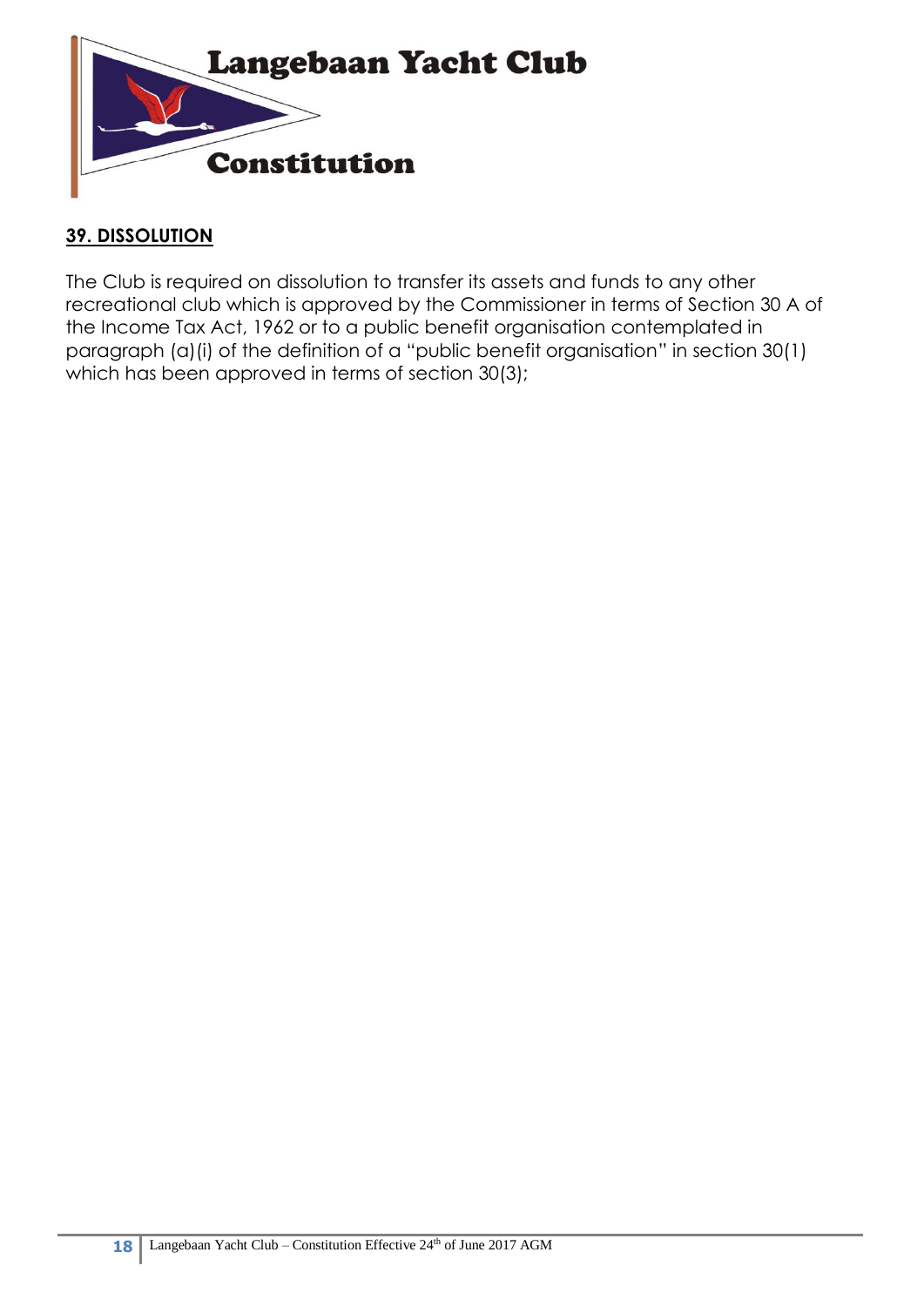## 39. DISSOLUTION

The Club is required on dissolution to transfer its assets and funds to any other recreational club which is approved by the Commissioner in terms of Section 30 A of the Income Tax Act, 1962 or to a public benefit organisation contemplated in paragraph (a)(i) of the definition of a "public benefit organisation" in section 30(1) which has been approved in terms of section 30(3);